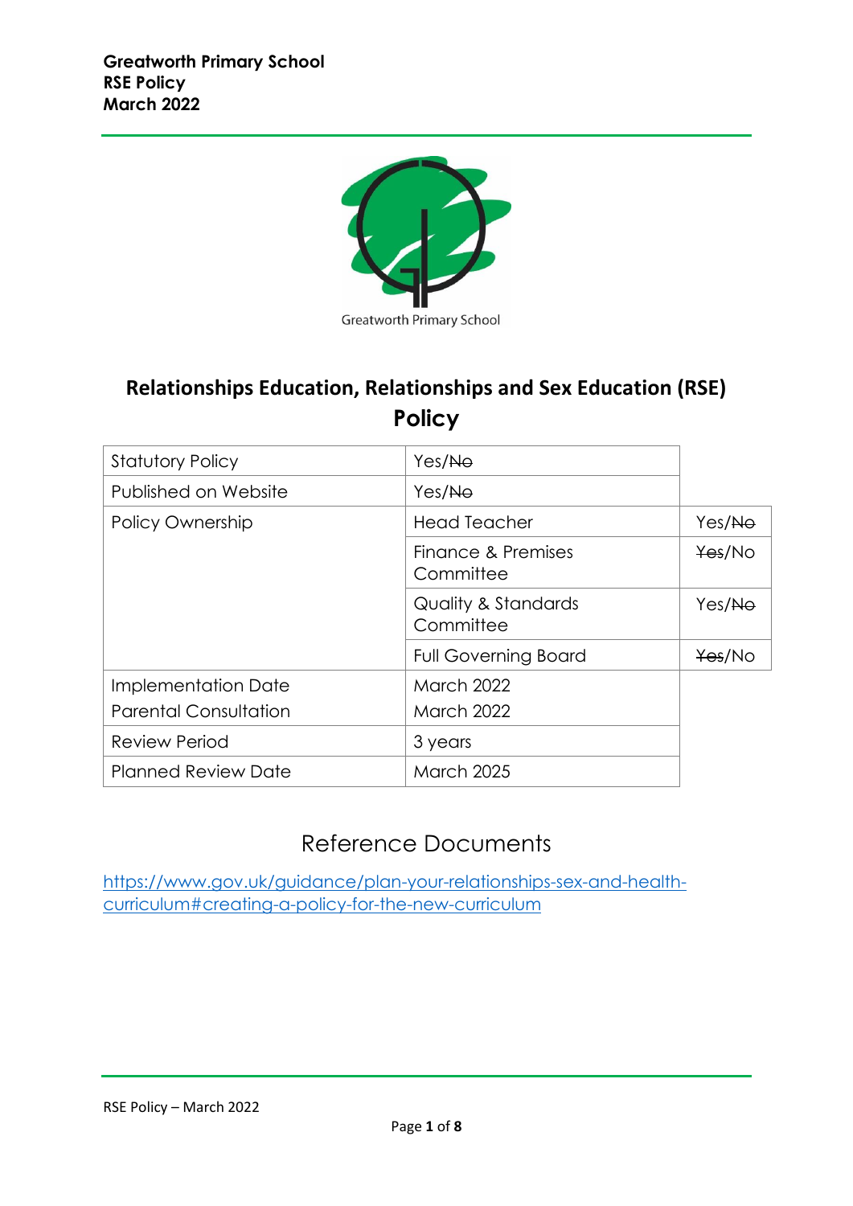# Relationships Education, Relationships and Sex Education (RSE) Policy

| | | |
|---|---|---|
| Statutory Policy | Yes/~~No~~ | |
| Published on Website | Yes/~~No~~ | |
| Policy Ownership | Head Teacher | Yes/~~No~~ |
| | Finance & Premises Committee | ~~Yes~~/No |
| | Quality & Standards Committee | Yes/~~No~~ |
| | Full Governing Board | ~~Yes~~/No |
| Implementation Date<br>Parental Consultation | March 2022<br>March 2022 | |
| Review Period | 3 years | |
| Planned Review Date | March 2025 | |

## Reference Documents

[https://www.gov.uk/guidance/plan-your-relationships-sex-and-health-curriculum#creating-a-policy-for-the-new-curriculum](https://www.gov.uk/guidance/plan-your-relationships-sex-and-health-curriculum#creating-a-policy-for-the-new-curriculum)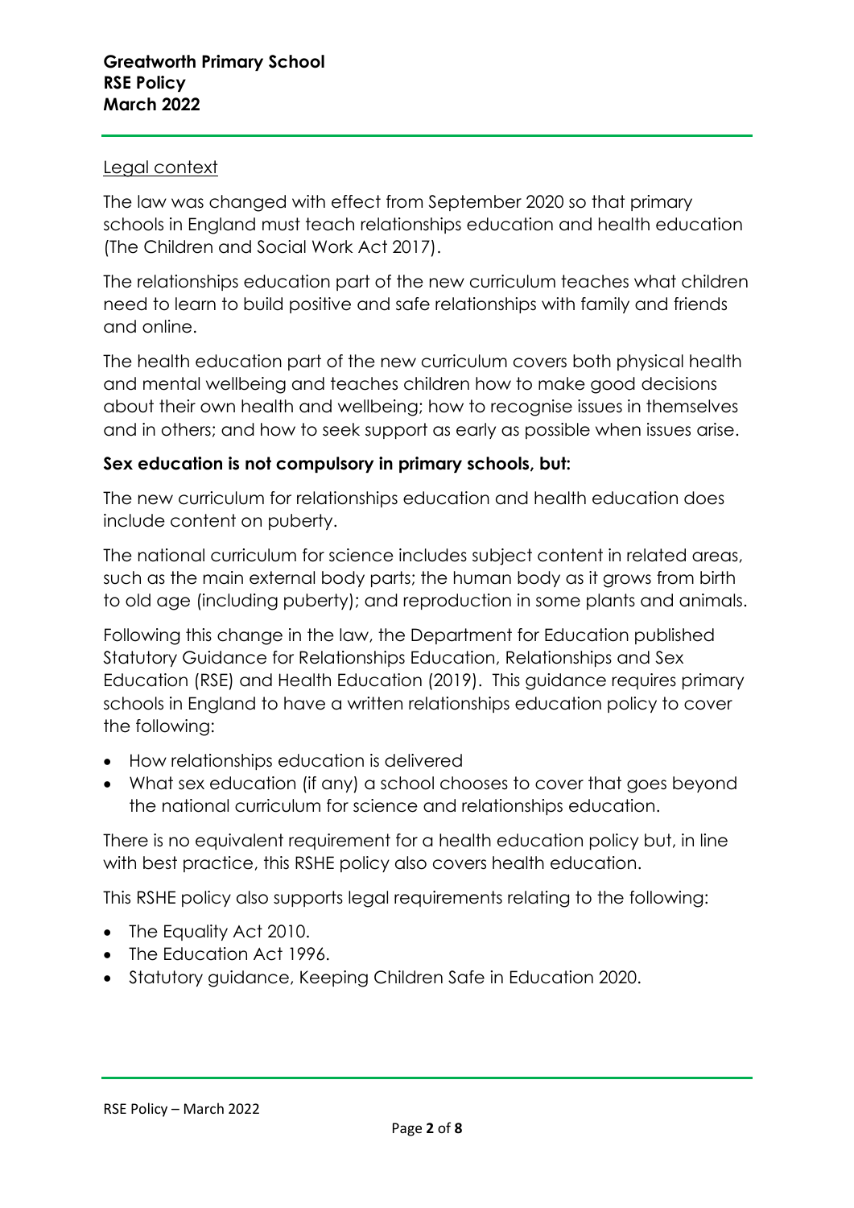## Legal context

The law was changed with effect from September 2020 so that primary schools in England must teach relationships education and health education (The Children and Social Work Act 2017).

The relationships education part of the new curriculum teaches what children need to learn to build positive and safe relationships with family and friends and online.

The health education part of the new curriculum covers both physical health and mental wellbeing and teaches children how to make good decisions about their own health and wellbeing; how to recognise issues in themselves and in others; and how to seek support as early as possible when issues arise.

**Sex education is not compulsory in primary schools, but:**

The new curriculum for relationships education and health education does include content on puberty.

The national curriculum for science includes subject content in related areas, such as the main external body parts; the human body as it grows from birth to old age (including puberty); and reproduction in some plants and animals.

Following this change in the law, the Department for Education published Statutory Guidance for Relationships Education, Relationships and Sex Education (RSE) and Health Education (2019). This guidance requires primary schools in England to have a written relationships education policy to cover the following:

- How relationships education is delivered
- What sex education (if any) a school chooses to cover that goes beyond the national curriculum for science and relationships education.

There is no equivalent requirement for a health education policy but, in line with best practice, this RSHE policy also covers health education.

This RSHE policy also supports legal requirements relating to the following:

- The Equality Act 2010.
- The Education Act 1996.
- Statutory guidance, Keeping Children Safe in Education 2020.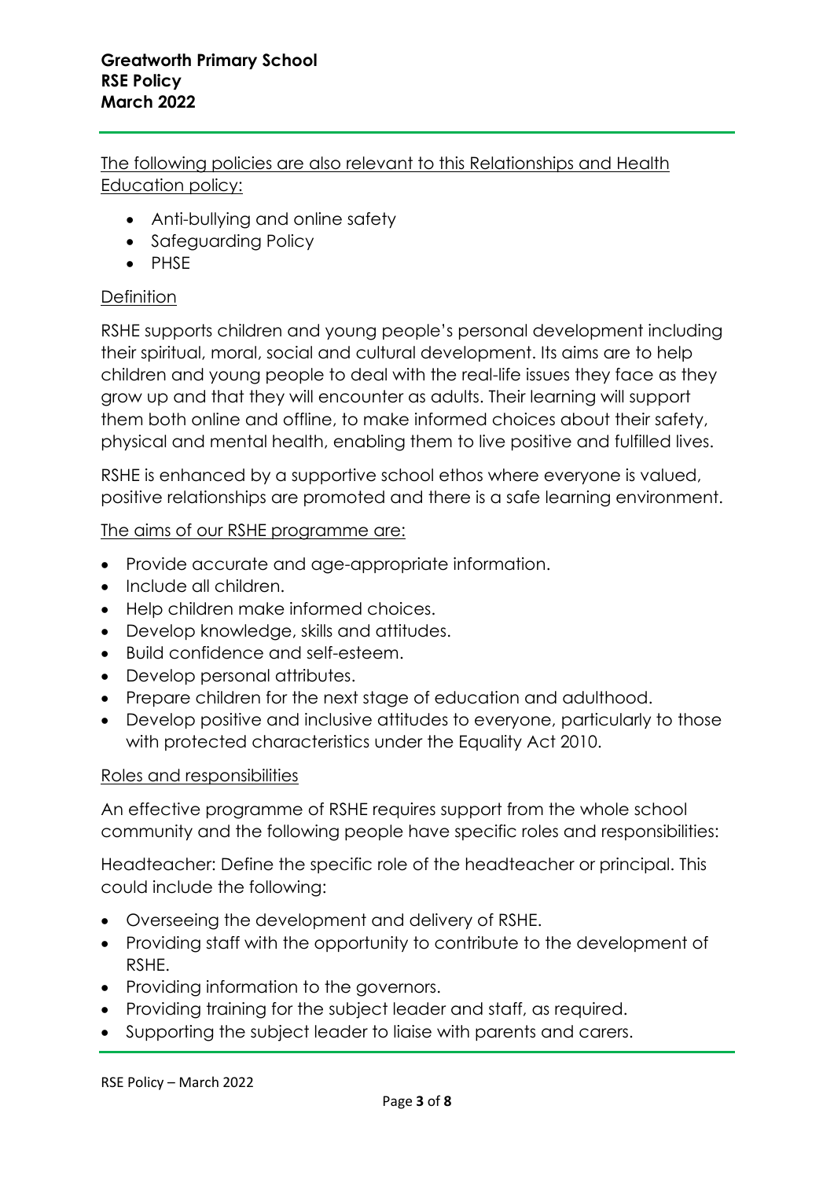The following policies are also relevant to this Relationships and Health Education policy:

- Anti-bullying and online safety
- Safeguarding Policy
- PHSE

## Definition

RSHE supports children and young people's personal development including their spiritual, moral, social and cultural development. Its aims are to help children and young people to deal with the real-life issues they face as they grow up and that they will encounter as adults. Their learning will support them both online and offline, to make informed choices about their safety, physical and mental health, enabling them to live positive and fulfilled lives.

RSHE is enhanced by a supportive school ethos where everyone is valued, positive relationships are promoted and there is a safe learning environment.

## The aims of our RSHE programme are:

- Provide accurate and age-appropriate information.
- Include all children.
- Help children make informed choices.
- Develop knowledge, skills and attitudes.
- Build confidence and self-esteem.
- Develop personal attributes.
- Prepare children for the next stage of education and adulthood.
- Develop positive and inclusive attitudes to everyone, particularly to those with protected characteristics under the Equality Act 2010.

## Roles and responsibilities

An effective programme of RSHE requires support from the whole school community and the following people have specific roles and responsibilities:

Headteacher: Define the specific role of the headteacher or principal. This could include the following:

- Overseeing the development and delivery of RSHE.
- Providing staff with the opportunity to contribute to the development of RSHE.
- Providing information to the governors.
- Providing training for the subject leader and staff, as required.
- Supporting the subject leader to liaise with parents and carers.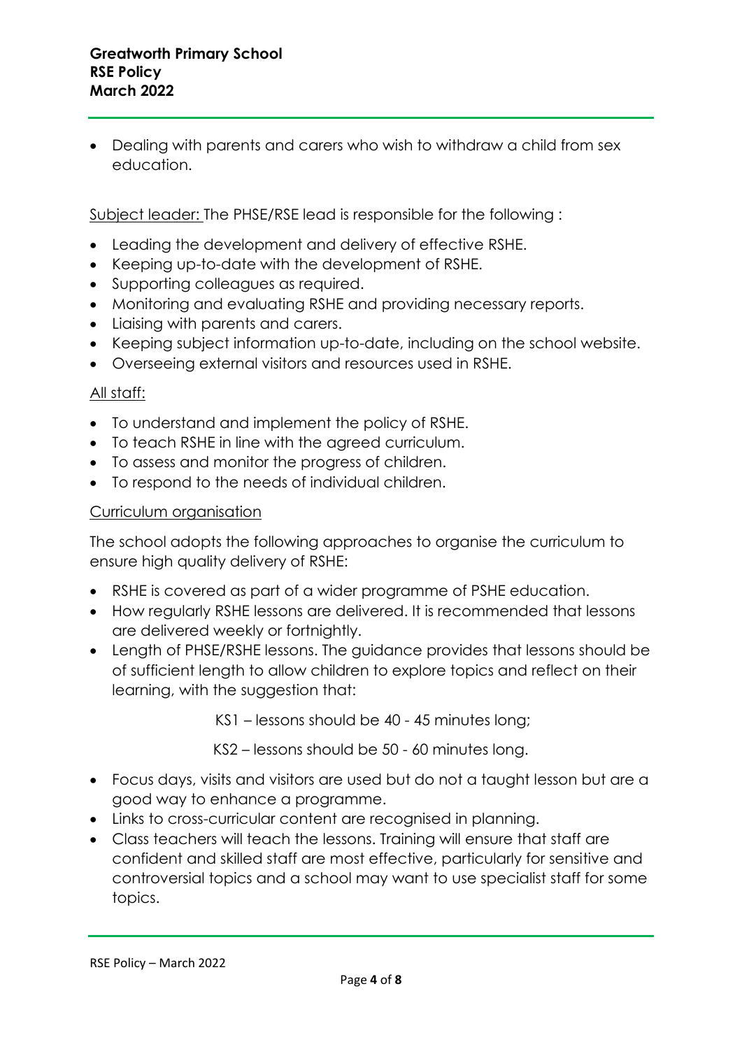- Dealing with parents and carers who wish to withdraw a child from sex education.

<u>Subject leader:</u> The PHSE/RSE lead is responsible for the following :

- Leading the development and delivery of effective RSHE.
- Keeping up-to-date with the development of RSHE.
- Supporting colleagues as required.
- Monitoring and evaluating RSHE and providing necessary reports.
- Liaising with parents and carers.
- Keeping subject information up-to-date, including on the school website.
- Overseeing external visitors and resources used in RSHE.

<u>All staff:</u>

- To understand and implement the policy of RSHE.
- To teach RSHE in line with the agreed curriculum.
- To assess and monitor the progress of children.
- To respond to the needs of individual children.

<u>Curriculum organisation</u>

The school adopts the following approaches to organise the curriculum to ensure high quality delivery of RSHE:

- RSHE is covered as part of a wider programme of PSHE education.
- How regularly RSHE lessons are delivered. It is recommended that lessons are delivered weekly or fortnightly.
- Length of PHSE/RSHE lessons. The guidance provides that lessons should be of sufficient length to allow children to explore topics and reflect on their learning, with the suggestion that:

  KS1 – lessons should be 40 - 45 minutes long;

  KS2 – lessons should be 50 - 60 minutes long.

- Focus days, visits and visitors are used but do not a taught lesson but are a good way to enhance a programme.
- Links to cross-curricular content are recognised in planning.
- Class teachers will teach the lessons. Training will ensure that staff are confident and skilled staff are most effective, particularly for sensitive and controversial topics and a school may want to use specialist staff for some topics.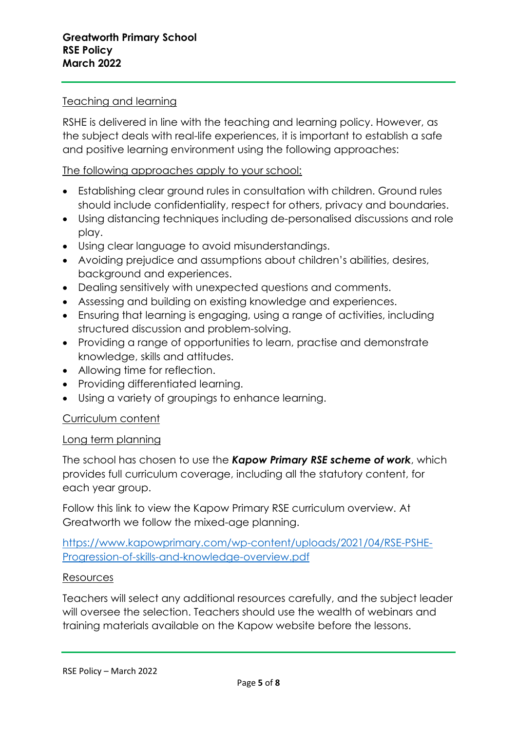Teaching and learning

RSHE is delivered in line with the teaching and learning policy. However, as the subject deals with real-life experiences, it is important to establish a safe and positive learning environment using the following approaches:

The following approaches apply to your school:

- Establishing clear ground rules in consultation with children. Ground rules should include confidentiality, respect for others, privacy and boundaries.
- Using distancing techniques including de-personalised discussions and role play.
- Using clear language to avoid misunderstandings.
- Avoiding prejudice and assumptions about children's abilities, desires, background and experiences.
- Dealing sensitively with unexpected questions and comments.
- Assessing and building on existing knowledge and experiences.
- Ensuring that learning is engaging, using a range of activities, including structured discussion and problem-solving.
- Providing a range of opportunities to learn, practise and demonstrate knowledge, skills and attitudes.
- Allowing time for reflection.
- Providing differentiated learning.
- Using a variety of groupings to enhance learning.

Curriculum content

Long term planning

The school has chosen to use the ***Kapow Primary RSE scheme of work***, which provides full curriculum coverage, including all the statutory content, for each year group.

Follow this link to view the Kapow Primary RSE curriculum overview. At Greatworth we follow the mixed-age planning.

https://www.kapowprimary.com/wp-content/uploads/2021/04/RSE-PSHE-Progression-of-skills-and-knowledge-overview.pdf

Resources

Teachers will select any additional resources carefully, and the subject leader will oversee the selection. Teachers should use the wealth of webinars and training materials available on the Kapow website before the lessons.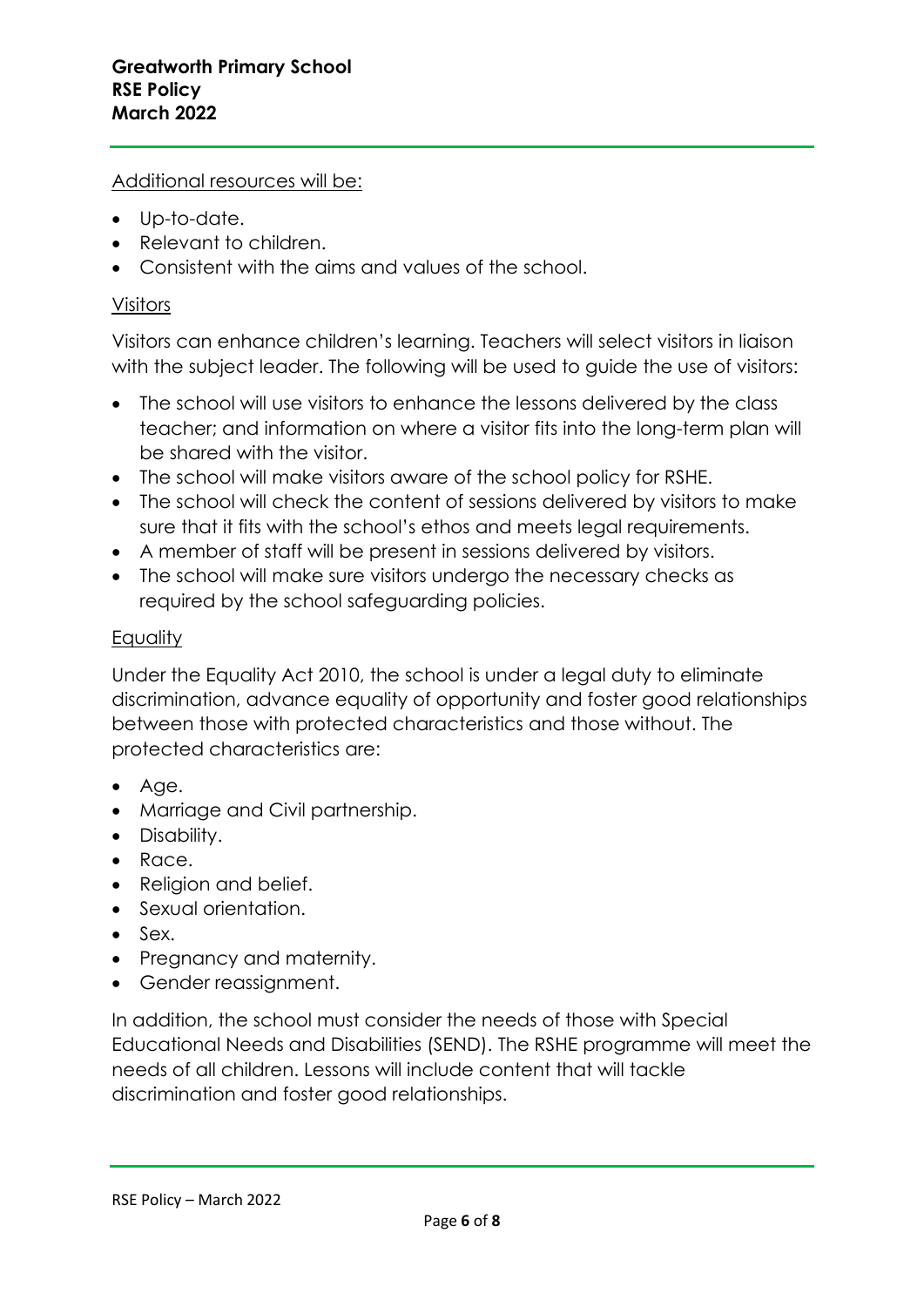Additional resources will be:

- Up-to-date.
- Relevant to children.
- Consistent with the aims and values of the school.

Visitors

Visitors can enhance children's learning. Teachers will select visitors in liaison with the subject leader. The following will be used to guide the use of visitors:

- The school will use visitors to enhance the lessons delivered by the class teacher; and information on where a visitor fits into the long-term plan will be shared with the visitor.
- The school will make visitors aware of the school policy for RSHE.
- The school will check the content of sessions delivered by visitors to make sure that it fits with the school's ethos and meets legal requirements.
- A member of staff will be present in sessions delivered by visitors.
- The school will make sure visitors undergo the necessary checks as required by the school safeguarding policies.

Equality

Under the Equality Act 2010, the school is under a legal duty to eliminate discrimination, advance equality of opportunity and foster good relationships between those with protected characteristics and those without. The protected characteristics are:

- Age.
- Marriage and Civil partnership.
- Disability.
- Race.
- Religion and belief.
- Sexual orientation.
- Sex.
- Pregnancy and maternity.
- Gender reassignment.

In addition, the school must consider the needs of those with Special Educational Needs and Disabilities (SEND). The RSHE programme will meet the needs of all children. Lessons will include content that will tackle discrimination and foster good relationships.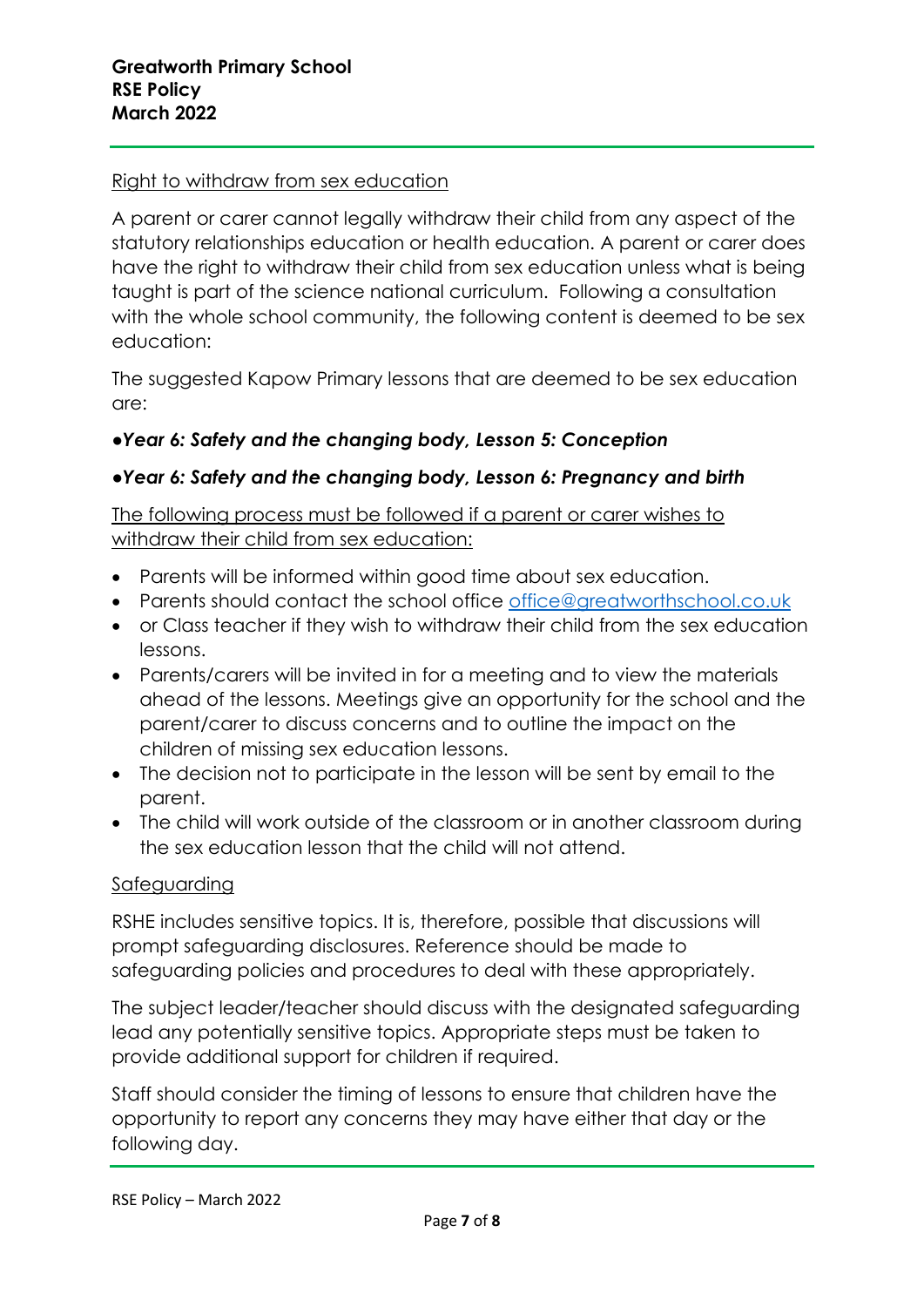Right to withdraw from sex education

A parent or carer cannot legally withdraw their child from any aspect of the statutory relationships education or health education. A parent or carer does have the right to withdraw their child from sex education unless what is being taught is part of the science national curriculum. Following a consultation with the whole school community, the following content is deemed to be sex education:

The suggested Kapow Primary lessons that are deemed to be sex education are:

●***Year 6: Safety and the changing body, Lesson 5: Conception***

●***Year 6: Safety and the changing body, Lesson 6: Pregnancy and birth***

The following process must be followed if a parent or carer wishes to withdraw their child from sex education:

- Parents will be informed within good time about sex education.
- Parents should contact the school office office@greatworthschool.co.uk
- or Class teacher if they wish to withdraw their child from the sex education lessons.
- Parents/carers will be invited in for a meeting and to view the materials ahead of the lessons. Meetings give an opportunity for the school and the parent/carer to discuss concerns and to outline the impact on the children of missing sex education lessons.
- The decision not to participate in the lesson will be sent by email to the parent.
- The child will work outside of the classroom or in another classroom during the sex education lesson that the child will not attend.

Safeguarding

RSHE includes sensitive topics. It is, therefore, possible that discussions will prompt safeguarding disclosures. Reference should be made to safeguarding policies and procedures to deal with these appropriately.

The subject leader/teacher should discuss with the designated safeguarding lead any potentially sensitive topics. Appropriate steps must be taken to provide additional support for children if required.

Staff should consider the timing of lessons to ensure that children have the opportunity to report any concerns they may have either that day or the following day.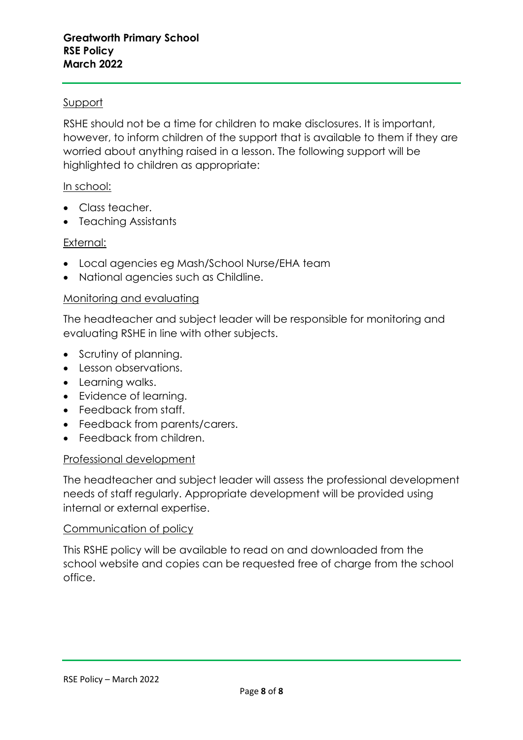## Support

RSHE should not be a time for children to make disclosures. It is important, however, to inform children of the support that is available to them if they are worried about anything raised in a lesson. The following support will be highlighted to children as appropriate:

### In school:

- Class teacher.
- Teaching Assistants

### External:

- Local agencies eg Mash/School Nurse/EHA team
- National agencies such as Childline.

## Monitoring and evaluating

The headteacher and subject leader will be responsible for monitoring and evaluating RSHE in line with other subjects.

- Scrutiny of planning.
- Lesson observations.
- Learning walks.
- Evidence of learning.
- Feedback from staff.
- Feedback from parents/carers.
- Feedback from children.

## Professional development

The headteacher and subject leader will assess the professional development needs of staff regularly. Appropriate development will be provided using internal or external expertise.

## Communication of policy

This RSHE policy will be available to read on and downloaded from the school website and copies can be requested free of charge from the school office.